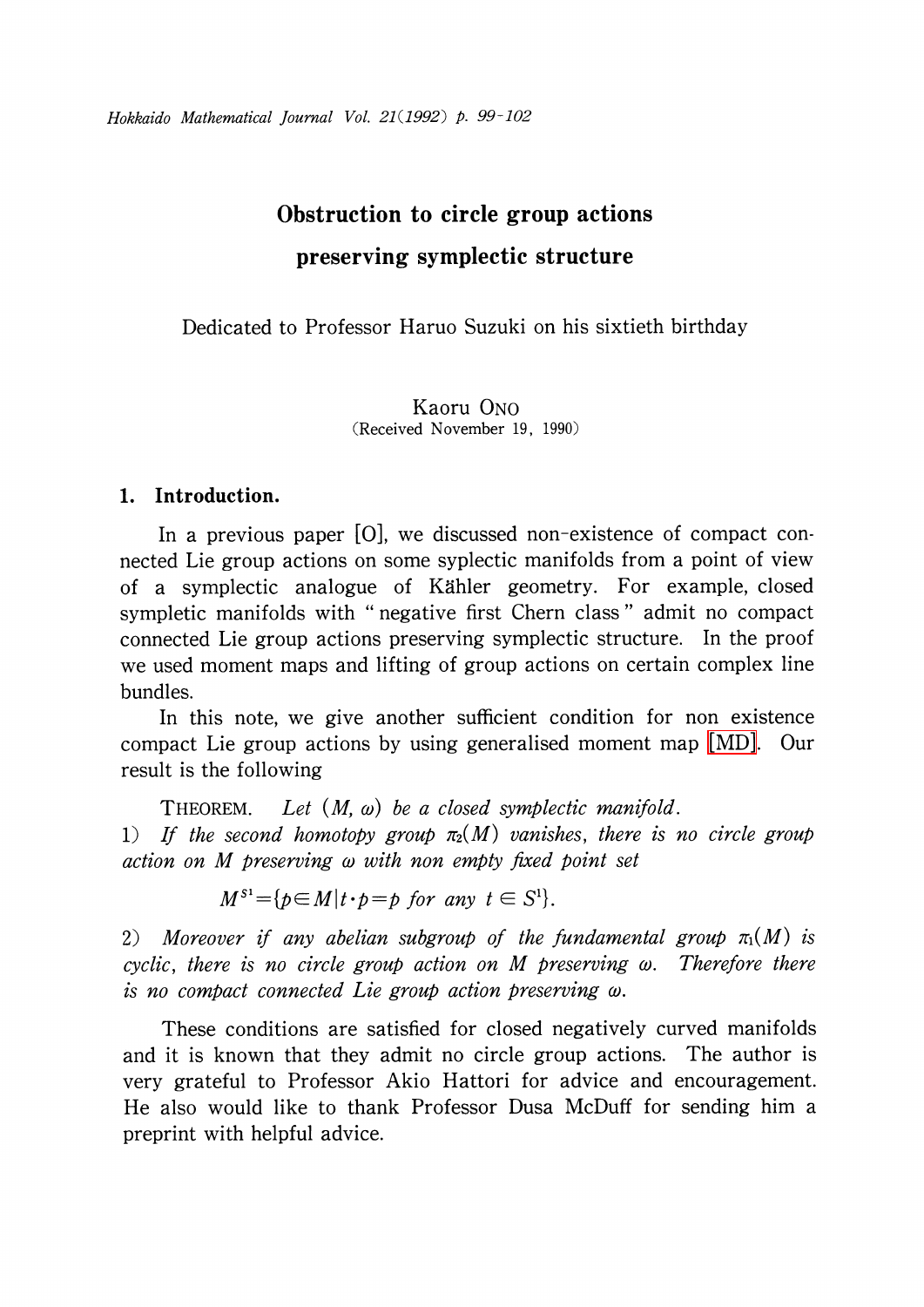# Obstruction to circle group actions preserving symplectic structure

Dedicated to Professor Haruo Suzuki on his sixtieth birthday

Kaoru ONO
(Received November 19, 1990)

## 1. Introduction.

In a previous paper [O], we discussed non-existence of compact connected Lie group actions on some syplectic manifolds from a point of view of a symplectic analogue of Kähler geometry. For example, closed sympletic manifolds with "negative first Chern class" admit no compact connected Lie group actions preserving symplectic structure. In the proof we used moment maps and lifting of group actions on certain complex line bundles.

In this note, we give another sufficient condition for non existence compact Lie group actions by using generalised moment map [MD]. Our result is the following

THEOREM. *Let $(M, \omega)$ be a closed symplectic manifold.*
1) *If the second homotopy group $\pi_2(M)$ vanishes, there is no circle group action on $M$ preserving $\omega$ with non empty fixed point set*

$$M^{S^1}=\{p \in M | t \cdot p = p \text{ for any } t \in S^1\}.$$

2) *Moreover if any abelian subgroup of the fundamental group $\pi_1(M)$ is cyclic, there is no circle group action on $M$ preserving $\omega$. Therefore there is no compact connected Lie group action preserving $\omega$.*

These conditions are satisfied for closed negatively curved manifolds and it is known that they admit no circle group actions. The author is very grateful to Professor Akio Hattori for advice and encouragement. He also would like to thank Professor Dusa McDuff for sending him a preprint with helpful advice.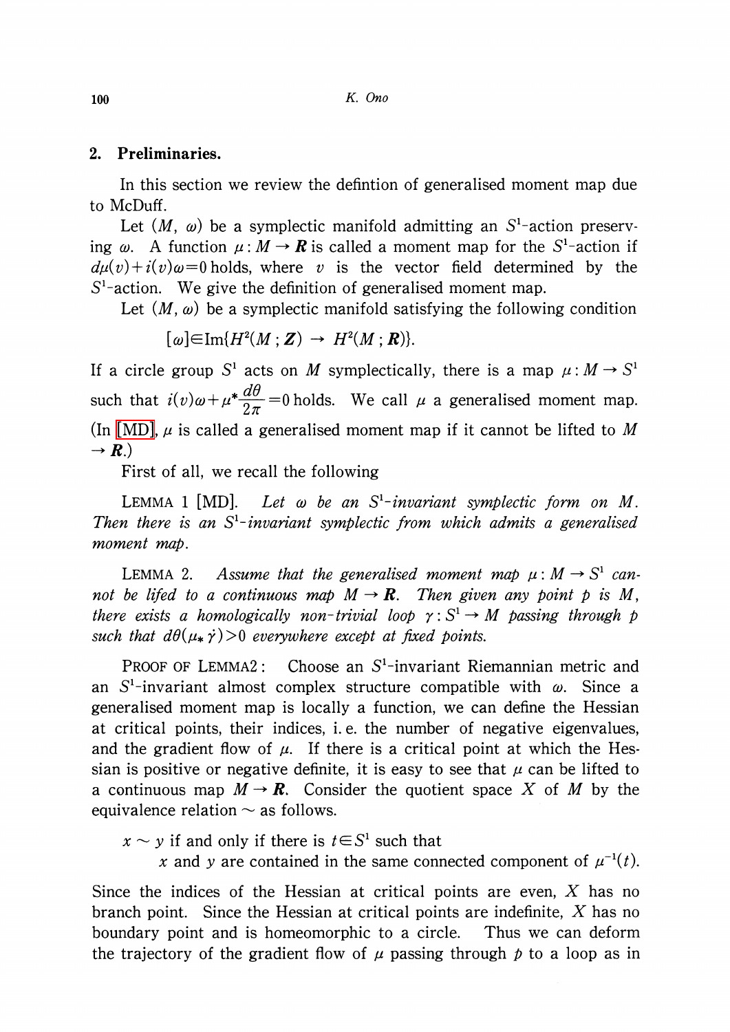## 2. Preliminaries.

In this section we review the defintion of generalised moment map due to McDuff.

Let $(M, \omega)$ be a symplectic manifold admitting an $S^1$-action preserving $\omega$. A function $\mu: M \to \boldsymbol{R}$ is called a moment map for the $S^1$-action if $d\mu(v) + i(v)\omega = 0$ holds, where $v$ is the vector field determined by the $S^1$-action. We give the definition of generalised moment map.

Let $(M, \omega)$ be a symplectic manifold satisfying the following condition

$$[\omega] \in \operatorname{Im}\{H^2(M ; \boldsymbol{Z}) \to H^2(M ; \boldsymbol{R})\}.$$

If a circle group $S^1$ acts on $M$ symplectically, there is a map $\mu: M \to S^1$ such that $i(v)\omega + \mu^* \dfrac{d\theta}{2\pi} = 0$ holds. We call $\mu$ a generalised moment map. (In [MD], $\mu$ is called a generalised moment map if it cannot be lifted to $M \to \boldsymbol{R}$.)

First of all, we recall the following

LEMMA 1 [MD]. *Let $\omega$ be an $S^1$-invariant symplectic form on $M$. Then there is an $S^1$-invariant symplectic from which admits a generalised moment map.*

LEMMA 2. *Assume that the generalised moment map $\mu: M \to S^1$ cannot be lifed to a continuous map $M \to \boldsymbol{R}$. Then given any point $p$ is $M$, there exists a homologically non-trivial loop $\gamma: S^1 \to M$ passing through $p$ such that $d\theta(\mu_* \dot{\gamma}) > 0$ everywhere except at fixed points.*

PROOF OF LEMMA2: Choose an $S^1$-invariant Riemannian metric and an $S^1$-invariant almost complex structure compatible with $\omega$. Since a generalised moment map is locally a function, we can define the Hessian at critical points, their indices, i.e. the number of negative eigenvalues, and the gradient flow of $\mu$. If there is a critical point at which the Hessian is positive or negative definite, it is easy to see that $\mu$ can be lifted to a continuous map $M \to \boldsymbol{R}$. Consider the quotient space $X$ of $M$ by the equivalence relation $\sim$ as follows.

$x \sim y$ if and only if there is $t \in S^1$ such that
$x$ and $y$ are contained in the same connected component of $\mu^{-1}(t)$.

Since the indices of the Hessian at critical points are even, $X$ has no branch point. Since the Hessian at critical points are indefinite, $X$ has no boundary point and is homeomorphic to a circle. Thus we can deform the trajectory of the gradient flow of $\mu$ passing through $p$ to a loop as in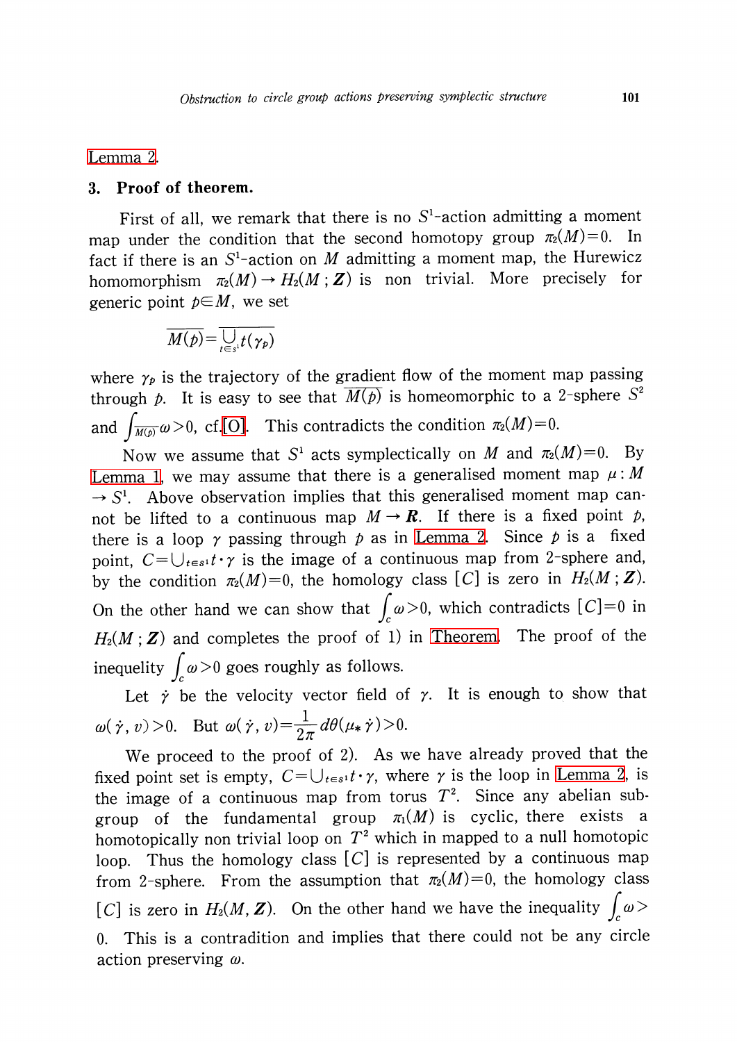Lemma 2.

## 3. Proof of theorem.

First of all, we remark that there is no $S^1$-action admitting a moment map under the condition that the second homotopy group $\pi_2(M)=0$. In fact if there is an $S^1$-action on $M$ admitting a moment map, the Hurewicz homomorphism $\pi_2(M) \to H_2(M ; \boldsymbol{Z})$ is non trivial. More precisely for generic point $p \in M$, we set

$$\overline{M(p)} = \overline{\bigcup_{t \in S^1} t(\gamma_p)}$$

where $\gamma_p$ is the trajectory of the gradient flow of the moment map passing through $p$. It is easy to see that $\overline{M(p)}$ is homeomorphic to a 2-sphere $S^2$ and $\int_{\overline{M(p)}} \omega > 0$, cf. [O]. This contradicts the condition $\pi_2(M)=0$.

Now we assume that $S^1$ acts symplectically on $M$ and $\pi_2(M)=0$. By Lemma 1, we may assume that there is a generalised moment map $\mu : M \to S^1$. Above observation implies that this generalised moment map cannot be lifted to a continuous map $M \to \boldsymbol{R}$. If there is a fixed point $p$, there is a loop $\gamma$ passing through $p$ as in Lemma 2. Since $p$ is a fixed point, $C = \bigcup_{t \in S^1} t \cdot \gamma$ is the image of a continuous map from 2-sphere and, by the condition $\pi_2(M)=0$, the homology class $[C]$ is zero in $H_2(M ; \boldsymbol{Z})$. On the other hand we can show that $\int_C \omega > 0$, which contradicts $[C]=0$ in $H_2(M ; \boldsymbol{Z})$ and completes the proof of 1) in Theorem. The proof of the inequality $\int_C \omega > 0$ goes roughly as follows.

Let $\dot{\gamma}$ be the velocity vector field of $\gamma$. It is enough to show that $\omega(\dot{\gamma}, v) > 0$. But $\omega(\dot{\gamma}, v) = \frac{1}{2\pi} d\theta(\mu_* \dot{\gamma}) > 0$.

We proceed to the proof of 2). As we have already proved that the fixed point set is empty, $C = \bigcup_{t \in S^1} t \cdot \gamma$, where $\gamma$ is the loop in Lemma 2, is the image of a continuous map from torus $T^2$. Since any abelian subgroup of the fundamental group $\pi_1(M)$ is cyclic, there exists a homotopically non trivial loop on $T^2$ which in mapped to a null homotopic loop. Thus the homology class $[C]$ is represented by a continuous map from 2-sphere. From the assumption that $\pi_2(M)=0$, the homology class $[C]$ is zero in $H_2(M, \boldsymbol{Z})$. On the other hand we have the inequality $\int_C \omega > 0$. This is a contradition and implies that there could not be any circle action preserving $\omega$.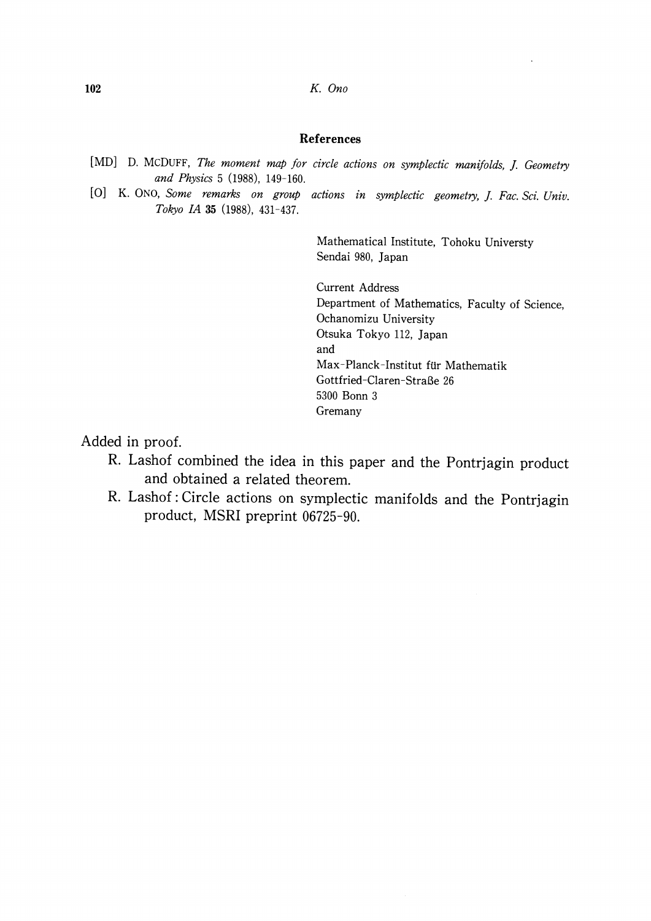## References

[MD] D. McDuff, *The moment map for circle actions on symplectic manifolds, J. Geometry and Physics* **5** (1988), 149-160.

[O] K. Ono, *Some remarks on group actions in symplectic geometry, J. Fac. Sci. Univ. Tokyo IA* **35** (1988), 431-437.

Mathematical Institute, Tohoku Universty
Sendai 980, Japan

Current Address
Department of Mathematics, Faculty of Science,
Ochanomizu University
Otsuka Tokyo 112, Japan
and
Max-Planck-Institut für Mathematik
Gottfried-Claren-Straße 26
5300 Bonn 3
Gremany

Added in proof.

R. Lashof combined the idea in this paper and the Pontrjagin product and obtained a related theorem.

R. Lashof: Circle actions on symplectic manifolds and the Pontrjagin product, MSRI preprint 06725-90.